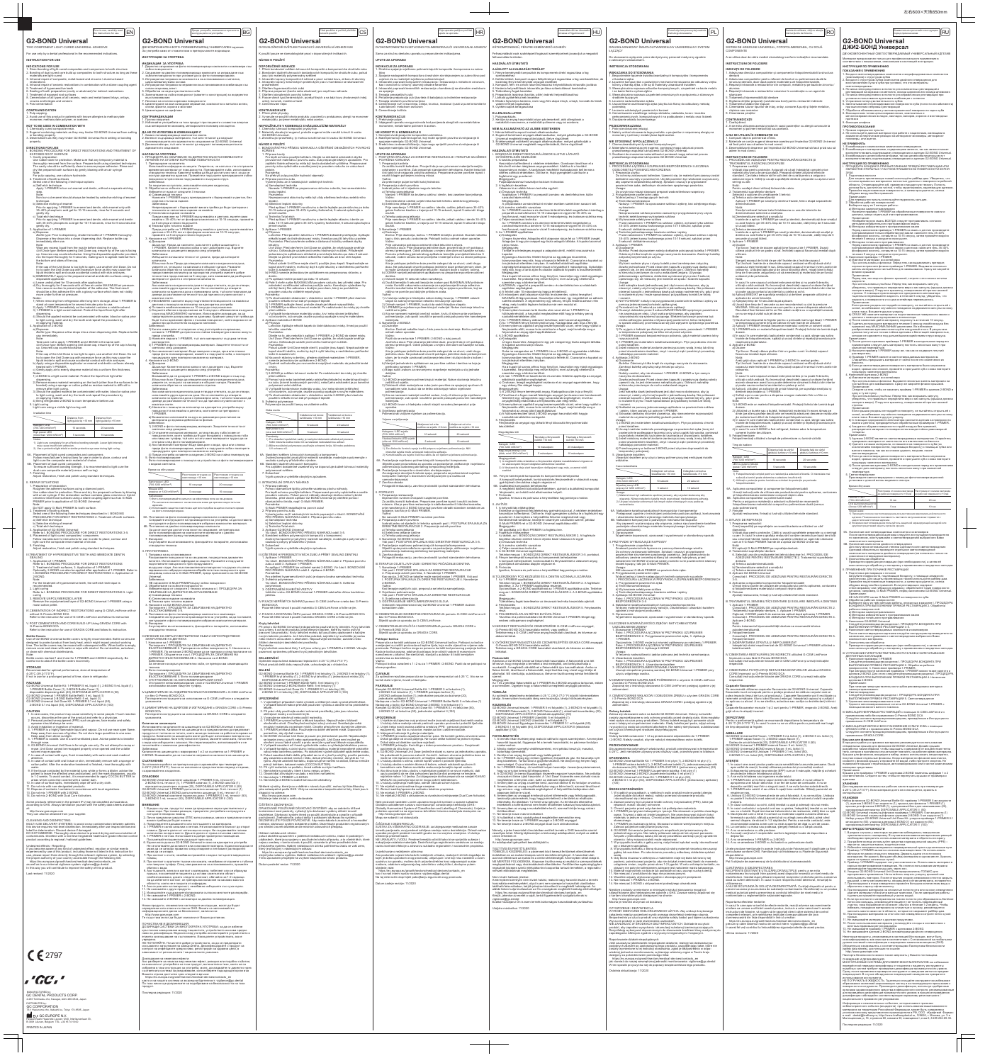# G2-BOND Universal

TWO COMPONENT LIGHT-CURED UNIVERSAL ADHESIVE

# G2-BOND Universal

ДВУКОМПОНЕНТЕН ФОТОПОЛИМЕРИЗИРАЩ УНИВЕРСАЛЕН АДХЕЗИВ

# G2-BOND Universal

DVOUSLOŽKOVÝ SVĚTLEM TUHNOUCÍ UNIVERZÁLNÍ ADHEZIVUM

# G2-BOND Universal

DVOKOMPONENTNI SVJETLOSNO POLIMERIZIRAJUĆI UNIVERZALNI ADHEZIV

# G2-BOND Universal

KÉTKOMPONENSŰ, FÉNYRE KEMÉNYEDŐ UNIVERZÁLIS ADHEZÍV

# G2-BOND Universal

DWUSKŁADNIKOWY, UNIWERSALNY, FOTOPOLIMERYZOWANY SYSTEM ŁĄCZĄCY

# G2-BOND Universal

ADEZIV UNIVERSAL FOTOPOLIMERIZABIL, CU DOUĂ COMPONENTE

# G2-BOND Universal

ДЖИ2-БОНД Универсал

ДВУХКОМПОНЕНТНЫЙ СВЕТООТВЕРЖДАЕМЫЙ УНИВЕРСАЛЬНЫЙ АДГЕЗИВ

CE 2797

GC

MANUFACTURED by GC DENTAL PRODUCTS CORP.

DISTRIBUTED by GC CORPORATION

GC EUROPE N.V.

PRINTED IN JAPAN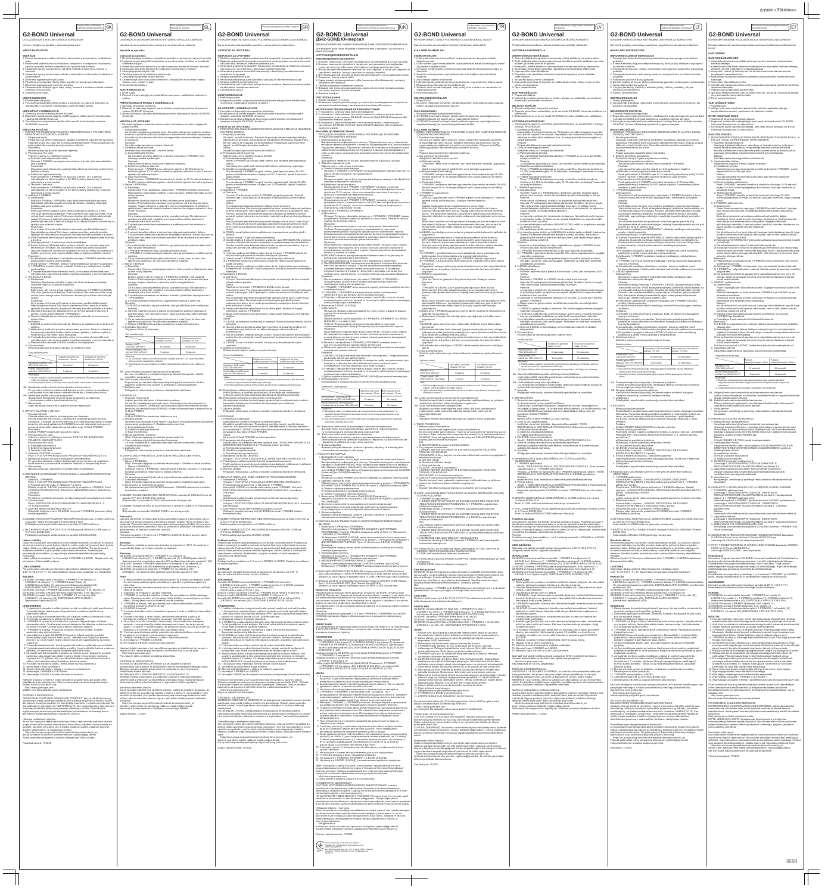# G2-BOND Universal

# G2-BOND Universal

# G2-BOND Universal

# G2-BOND Universal
## Джі2-БОНД Юніверсал

# G2-BOND Universal

# G2-BOND Universal

# G2-BOND Universal

# G2-BOND Universal